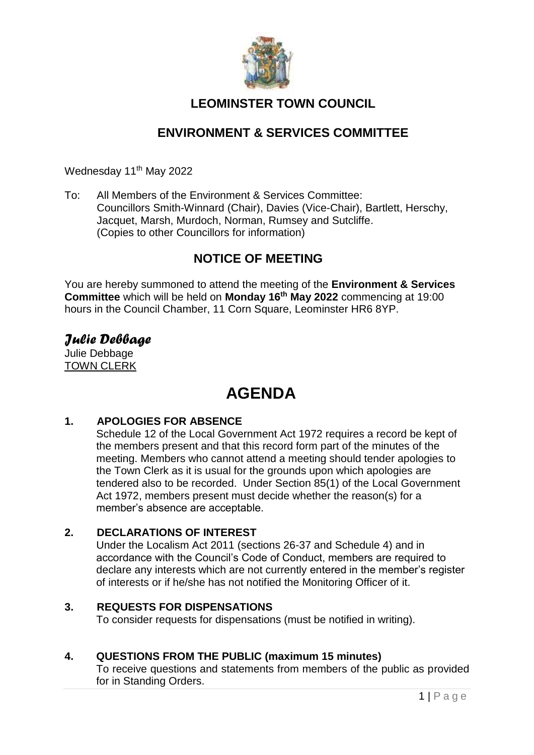# LEOMINSTER TOWN COUNCIL

## ENVIRONMENT & SERVICES COMMITTEE

Wednesday 11th May 2022

To: All Members of the Environment & Services Committee:
Councillors Smith-Winnard (Chair), Davies (Vice-Chair), Bartlett, Herschy, Jacquet, Marsh, Murdoch, Norman, Rumsey and Sutcliffe.
(Copies to other Councillors for information)

## NOTICE OF MEETING

You are hereby summoned to attend the meeting of the **Environment & Services Committee** which will be held on **Monday 16th May 2022** commencing at 19:00 hours in the Council Chamber, 11 Corn Square, Leominster HR6 8YP.

*Julie Debbage*

Julie Debbage
TOWN CLERK

# AGENDA

**1. APOLOGIES FOR ABSENCE**

Schedule 12 of the Local Government Act 1972 requires a record be kept of the members present and that this record form part of the minutes of the meeting. Members who cannot attend a meeting should tender apologies to the Town Clerk as it is usual for the grounds upon which apologies are tendered also to be recorded. Under Section 85(1) of the Local Government Act 1972, members present must decide whether the reason(s) for a member's absence are acceptable.

**2. DECLARATIONS OF INTEREST**

Under the Localism Act 2011 (sections 26-37 and Schedule 4) and in accordance with the Council's Code of Conduct, members are required to declare any interests which are not currently entered in the member's register of interests or if he/she has not notified the Monitoring Officer of it.

**3. REQUESTS FOR DISPENSATIONS**

To consider requests for dispensations (must be notified in writing).

**4. QUESTIONS FROM THE PUBLIC (maximum 15 minutes)**

To receive questions and statements from members of the public as provided for in Standing Orders.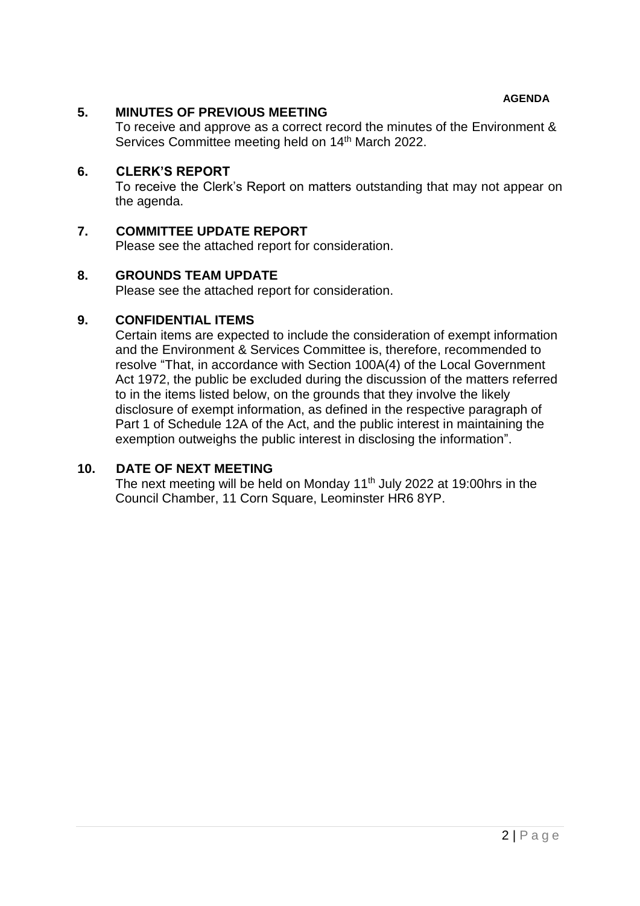**AGENDA**

## 5. MINUTES OF PREVIOUS MEETING

To receive and approve as a correct record the minutes of the Environment & Services Committee meeting held on 14th March 2022.

## 6. CLERK'S REPORT

To receive the Clerk's Report on matters outstanding that may not appear on the agenda.

## 7. COMMITTEE UPDATE REPORT

Please see the attached report for consideration.

## 8. GROUNDS TEAM UPDATE

Please see the attached report for consideration.

## 9. CONFIDENTIAL ITEMS

Certain items are expected to include the consideration of exempt information and the Environment & Services Committee is, therefore, recommended to resolve "That, in accordance with Section 100A(4) of the Local Government Act 1972, the public be excluded during the discussion of the matters referred to in the items listed below, on the grounds that they involve the likely disclosure of exempt information, as defined in the respective paragraph of Part 1 of Schedule 12A of the Act, and the public interest in maintaining the exemption outweighs the public interest in disclosing the information".

## 10. DATE OF NEXT MEETING

The next meeting will be held on Monday 11th July 2022 at 19:00hrs in the Council Chamber, 11 Corn Square, Leominster HR6 8YP.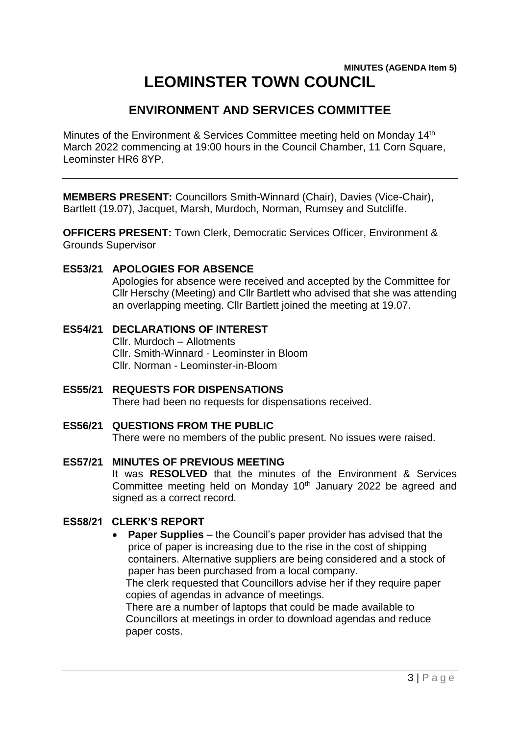**MINUTES (AGENDA Item 5)**

# LEOMINSTER TOWN COUNCIL

## ENVIRONMENT AND SERVICES COMMITTEE

Minutes of the Environment & Services Committee meeting held on Monday 14th March 2022 commencing at 19:00 hours in the Council Chamber, 11 Corn Square, Leominster HR6 8YP.

---

**MEMBERS PRESENT:** Councillors Smith-Winnard (Chair), Davies (Vice-Chair), Bartlett (19.07), Jacquet, Marsh, Murdoch, Norman, Rumsey and Sutcliffe.

**OFFICERS PRESENT:** Town Clerk, Democratic Services Officer, Environment & Grounds Supervisor

### ES53/21 APOLOGIES FOR ABSENCE

Apologies for absence were received and accepted by the Committee for Cllr Herschy (Meeting) and Cllr Bartlett who advised that she was attending an overlapping meeting. Cllr Bartlett joined the meeting at 19.07.

### ES54/21 DECLARATIONS OF INTEREST

Cllr. Murdoch – Allotments
Cllr. Smith-Winnard - Leominster in Bloom
Cllr. Norman - Leominster-in-Bloom

### ES55/21 REQUESTS FOR DISPENSATIONS

There had been no requests for dispensations received.

### ES56/21 QUESTIONS FROM THE PUBLIC

There were no members of the public present. No issues were raised.

### ES57/21 MINUTES OF PREVIOUS MEETING

It was **RESOLVED** that the minutes of the Environment & Services Committee meeting held on Monday 10th January 2022 be agreed and signed as a correct record.

### ES58/21 CLERK'S REPORT

- **Paper Supplies** – the Council's paper provider has advised that the price of paper is increasing due to the rise in the cost of shipping containers. Alternative suppliers are being considered and a stock of paper has been purchased from a local company.

  The clerk requested that Councillors advise her if they require paper copies of agendas in advance of meetings.

  There are a number of laptops that could be made available to Councillors at meetings in order to download agendas and reduce paper costs.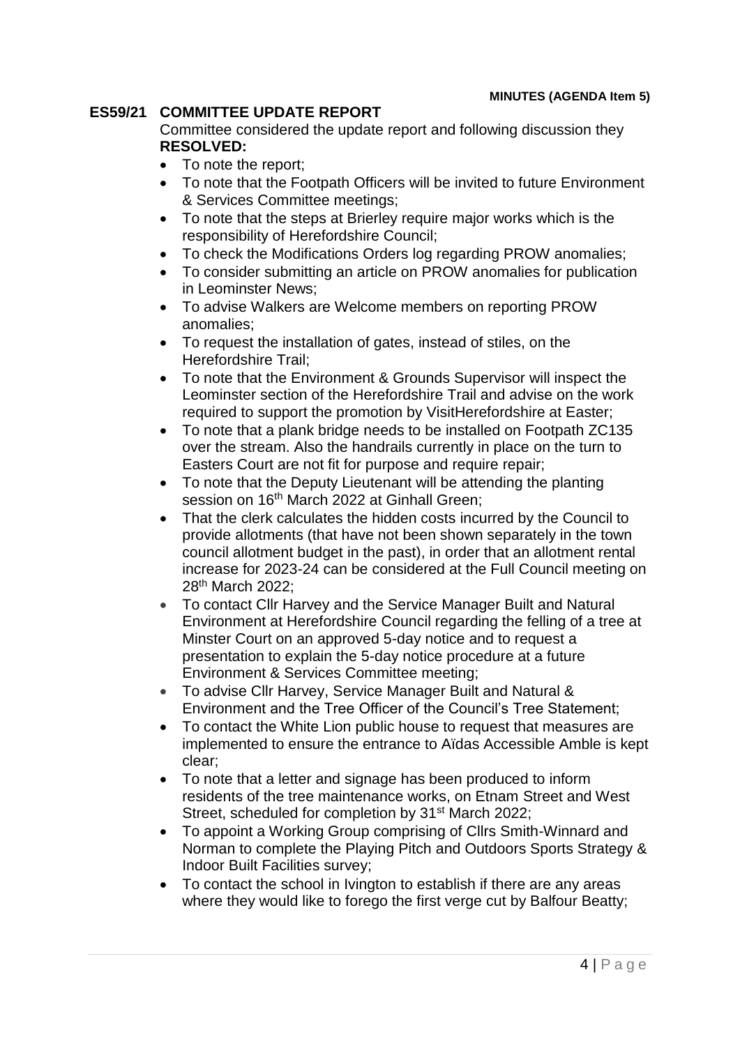**MINUTES (AGENDA Item 5)**

## ES59/21 COMMITTEE UPDATE REPORT

Committee considered the update report and following discussion they **RESOLVED:**

- To note the report;
- To note that the Footpath Officers will be invited to future Environment & Services Committee meetings;
- To note that the steps at Brierley require major works which is the responsibility of Herefordshire Council;
- To check the Modifications Orders log regarding PROW anomalies;
- To consider submitting an article on PROW anomalies for publication in Leominster News;
- To advise Walkers are Welcome members on reporting PROW anomalies;
- To request the installation of gates, instead of stiles, on the Herefordshire Trail;
- To note that the Environment & Grounds Supervisor will inspect the Leominster section of the Herefordshire Trail and advise on the work required to support the promotion by VisitHerefordshire at Easter;
- To note that a plank bridge needs to be installed on Footpath ZC135 over the stream. Also the handrails currently in place on the turn to Easters Court are not fit for purpose and require repair;
- To note that the Deputy Lieutenant will be attending the planting session on 16th March 2022 at Ginhall Green;
- That the clerk calculates the hidden costs incurred by the Council to provide allotments (that have not been shown separately in the town council allotment budget in the past), in order that an allotment rental increase for 2023-24 can be considered at the Full Council meeting on 28th March 2022;
- To contact Cllr Harvey and the Service Manager Built and Natural Environment at Herefordshire Council regarding the felling of a tree at Minster Court on an approved 5-day notice and to request a presentation to explain the 5-day notice procedure at a future Environment & Services Committee meeting;
- To advise Cllr Harvey, Service Manager Built and Natural & Environment and the Tree Officer of the Council's Tree Statement;
- To contact the White Lion public house to request that measures are implemented to ensure the entrance to Aïdas Accessible Amble is kept clear;
- To note that a letter and signage has been produced to inform residents of the tree maintenance works, on Etnam Street and West Street, scheduled for completion by 31st March 2022;
- To appoint a Working Group comprising of Cllrs Smith-Winnard and Norman to complete the Playing Pitch and Outdoors Sports Strategy & Indoor Built Facilities survey;
- To contact the school in Ivington to establish if there are any areas where they would like to forego the first verge cut by Balfour Beatty;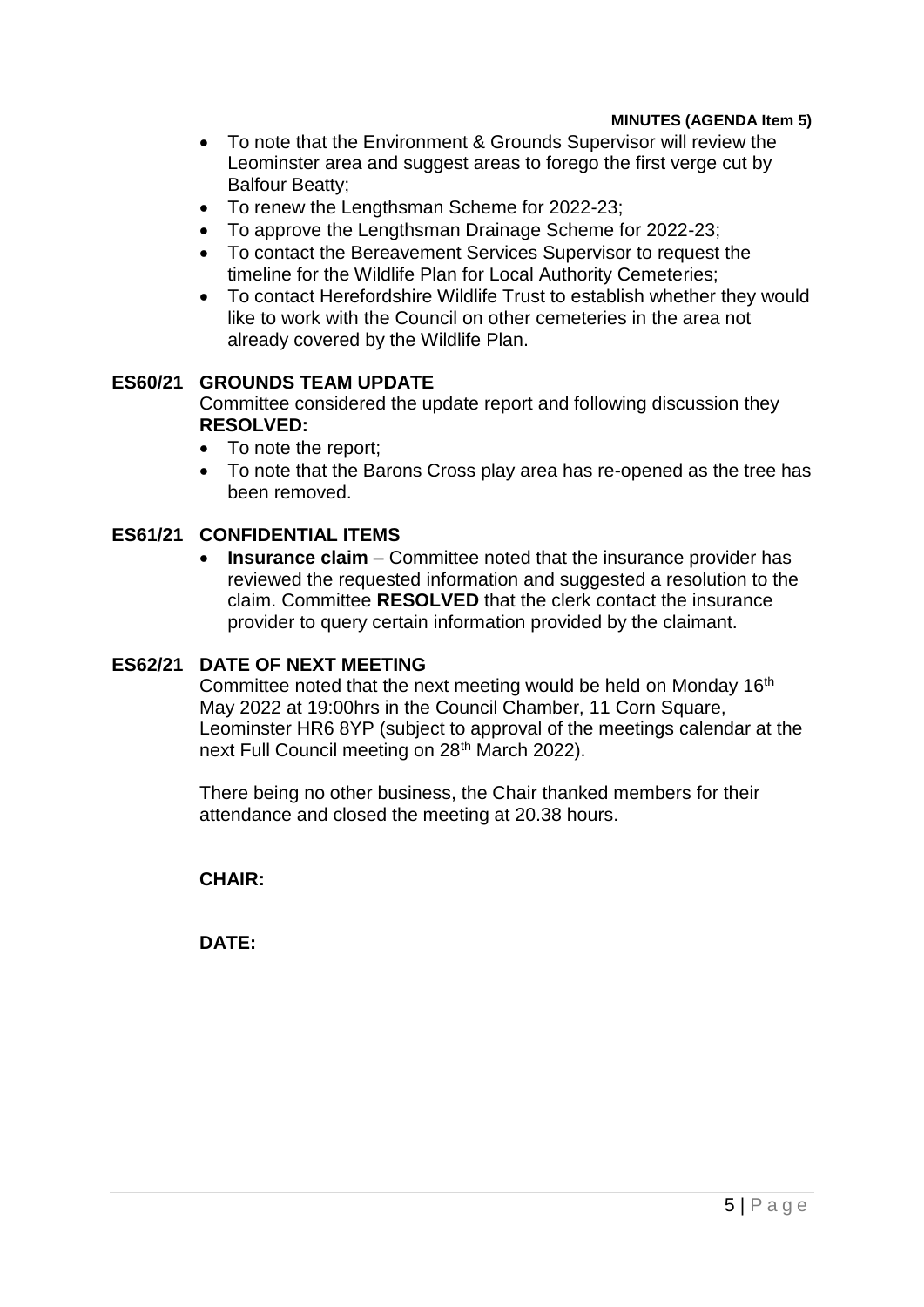- To note that the Environment & Grounds Supervisor will review the Leominster area and suggest areas to forego the first verge cut by Balfour Beatty;
- To renew the Lengthsman Scheme for 2022-23;
- To approve the Lengthsman Drainage Scheme for 2022-23;
- To contact the Bereavement Services Supervisor to request the timeline for the Wildlife Plan for Local Authority Cemeteries;
- To contact Herefordshire Wildlife Trust to establish whether they would like to work with the Council on other cemeteries in the area not already covered by the Wildlife Plan.

**ES60/21 GROUNDS TEAM UPDATE**

Committee considered the update report and following discussion they **RESOLVED:**

- To note the report;
- To note that the Barons Cross play area has re-opened as the tree has been removed.

**ES61/21 CONFIDENTIAL ITEMS**

- **Insurance claim** – Committee noted that the insurance provider has reviewed the requested information and suggested a resolution to the claim. Committee **RESOLVED** that the clerk contact the insurance provider to query certain information provided by the claimant.

**ES62/21 DATE OF NEXT MEETING**

Committee noted that the next meeting would be held on Monday 16th May 2022 at 19:00hrs in the Council Chamber, 11 Corn Square, Leominster HR6 8YP (subject to approval of the meetings calendar at the next Full Council meeting on 28th March 2022).

There being no other business, the Chair thanked members for their attendance and closed the meeting at 20.38 hours.

**CHAIR:**

**DATE:**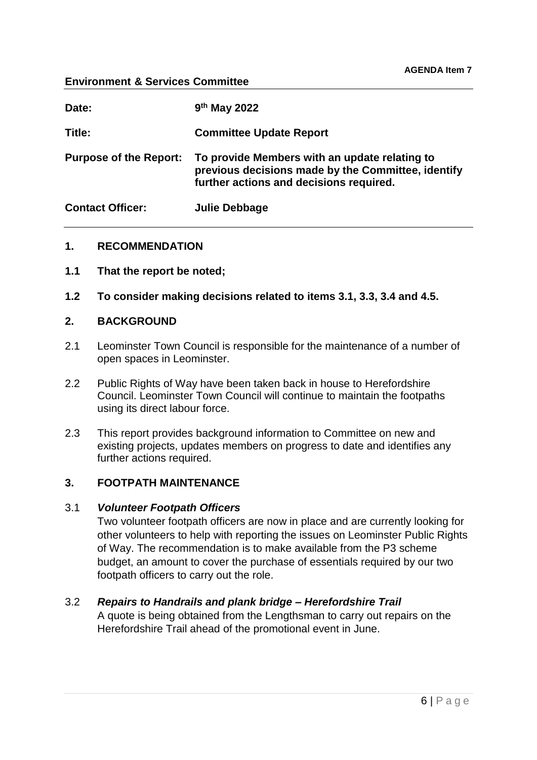**AGENDA Item 7**

**Environment & Services Committee**

| | |
|---|---|
| **Date:** | **9th May 2022** |
| **Title:** | **Committee Update Report** |
| **Purpose of the Report:** | **To provide Members with an update relating to previous decisions made by the Committee, identify further actions and decisions required.** |
| **Contact Officer:** | **Julie Debbage** |

## 1. RECOMMENDATION

**1.1 That the report be noted;**

**1.2 To consider making decisions related to items 3.1, 3.3, 3.4 and 4.5.**

## 2. BACKGROUND

2.1 Leominster Town Council is responsible for the maintenance of a number of open spaces in Leominster.

2.2 Public Rights of Way have been taken back in house to Herefordshire Council. Leominster Town Council will continue to maintain the footpaths using its direct labour force.

2.3 This report provides background information to Committee on new and existing projects, updates members on progress to date and identifies any further actions required.

## 3. FOOTPATH MAINTENANCE

3.1 ***Volunteer Footpath Officers***
Two volunteer footpath officers are now in place and are currently looking for other volunteers to help with reporting the issues on Leominster Public Rights of Way. The recommendation is to make available from the P3 scheme budget, an amount to cover the purchase of essentials required by our two footpath officers to carry out the role.

3.2 ***Repairs to Handrails and plank bridge – Herefordshire Trail***
A quote is being obtained from the Lengthsman to carry out repairs on the Herefordshire Trail ahead of the promotional event in June.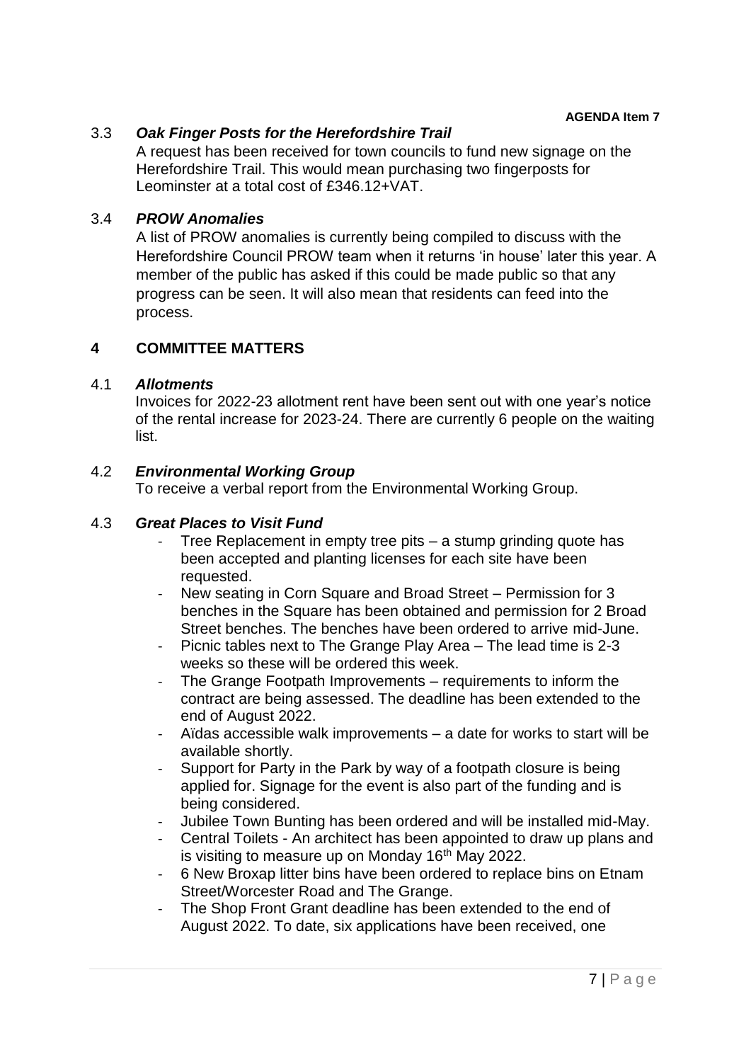**AGENDA Item 7**

### 3.3 *Oak Finger Posts for the Herefordshire Trail*

A request has been received for town councils to fund new signage on the Herefordshire Trail. This would mean purchasing two fingerposts for Leominster at a total cost of £346.12+VAT.

### 3.4 *PROW Anomalies*

A list of PROW anomalies is currently being compiled to discuss with the Herefordshire Council PROW team when it returns 'in house' later this year. A member of the public has asked if this could be made public so that any progress can be seen. It will also mean that residents can feed into the process.

## 4 COMMITTEE MATTERS

### 4.1 *Allotments*

Invoices for 2022-23 allotment rent have been sent out with one year's notice of the rental increase for 2023-24. There are currently 6 people on the waiting list.

### 4.2 *Environmental Working Group*

To receive a verbal report from the Environmental Working Group.

### 4.3 *Great Places to Visit Fund*

- Tree Replacement in empty tree pits – a stump grinding quote has been accepted and planting licenses for each site have been requested.
- New seating in Corn Square and Broad Street – Permission for 3 benches in the Square has been obtained and permission for 2 Broad Street benches. The benches have been ordered to arrive mid-June.
- Picnic tables next to The Grange Play Area – The lead time is 2-3 weeks so these will be ordered this week.
- The Grange Footpath Improvements – requirements to inform the contract are being assessed. The deadline has been extended to the end of August 2022.
- Aïdas accessible walk improvements – a date for works to start will be available shortly.
- Support for Party in the Park by way of a footpath closure is being applied for. Signage for the event is also part of the funding and is being considered.
- Jubilee Town Bunting has been ordered and will be installed mid-May.
- Central Toilets - An architect has been appointed to draw up plans and is visiting to measure up on Monday 16th May 2022.
- 6 New Broxap litter bins have been ordered to replace bins on Etnam Street/Worcester Road and The Grange.
- The Shop Front Grant deadline has been extended to the end of August 2022. To date, six applications have been received, one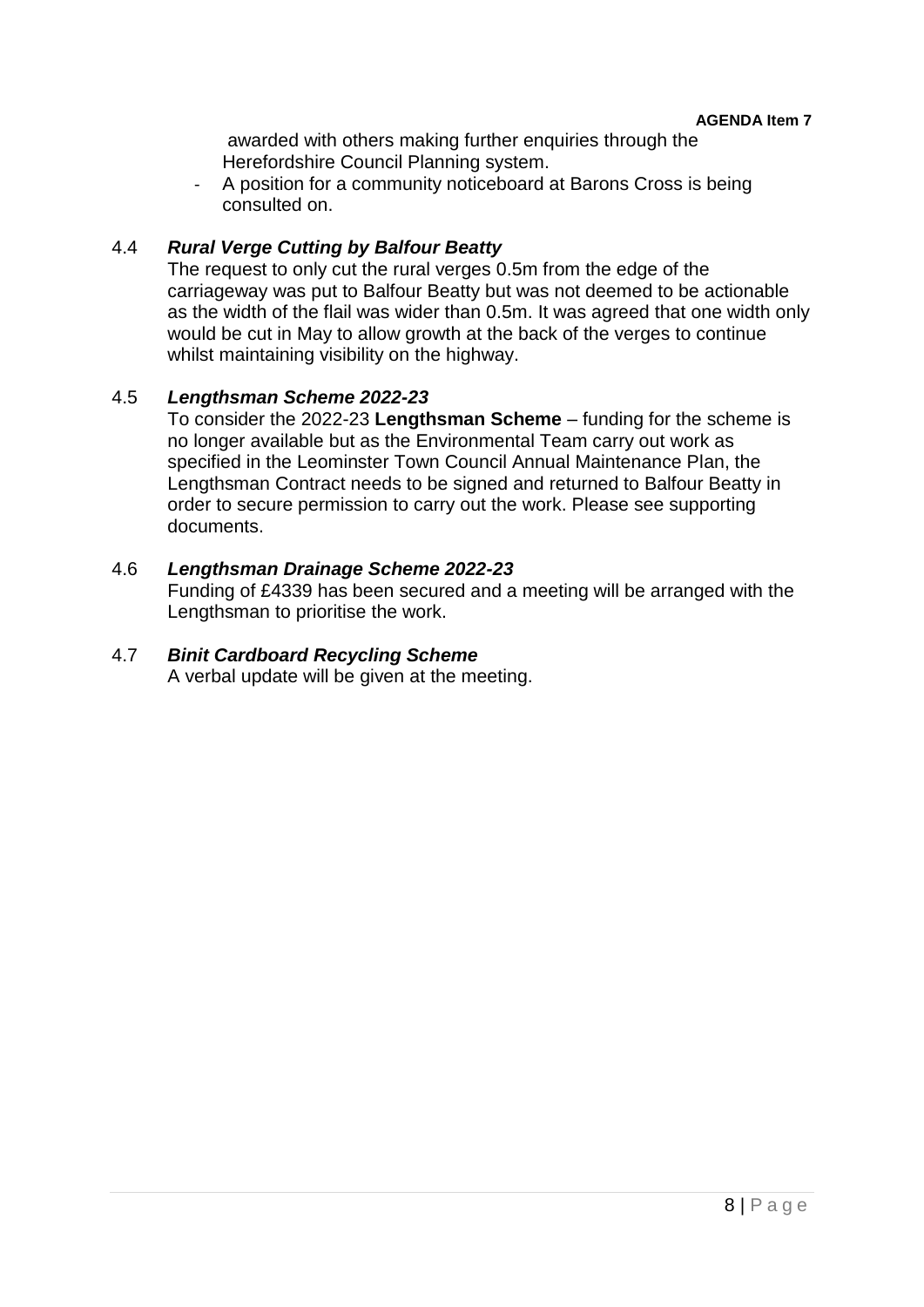awarded with others making further enquiries through the Herefordshire Council Planning system.

- A position for a community noticeboard at Barons Cross is being consulted on.

4.4 ***Rural Verge Cutting by Balfour Beatty***

The request to only cut the rural verges 0.5m from the edge of the carriageway was put to Balfour Beatty but was not deemed to be actionable as the width of the flail was wider than 0.5m. It was agreed that one width only would be cut in May to allow growth at the back of the verges to continue whilst maintaining visibility on the highway.

4.5 ***Lengthsman Scheme 2022-23***

To consider the 2022-23 **Lengthsman Scheme** – funding for the scheme is no longer available but as the Environmental Team carry out work as specified in the Leominster Town Council Annual Maintenance Plan, the Lengthsman Contract needs to be signed and returned to Balfour Beatty in order to secure permission to carry out the work. Please see supporting documents.

4.6 ***Lengthsman Drainage Scheme 2022-23***

Funding of £4339 has been secured and a meeting will be arranged with the Lengthsman to prioritise the work.

4.7 ***Binit Cardboard Recycling Scheme***

A verbal update will be given at the meeting.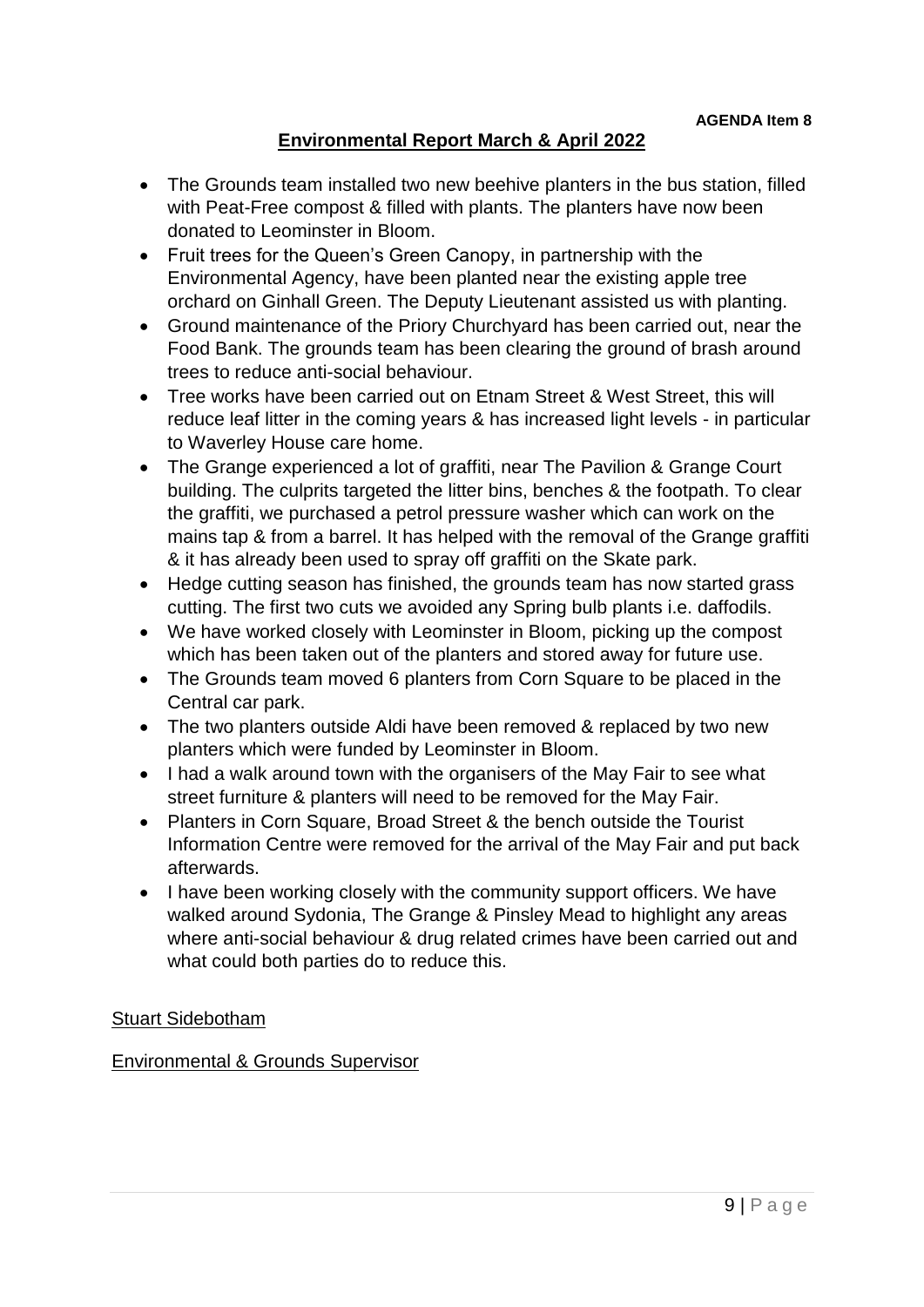**AGENDA Item 8**

## Environmental Report March & April 2022

- The Grounds team installed two new beehive planters in the bus station, filled with Peat-Free compost & filled with plants. The planters have now been donated to Leominster in Bloom.
- Fruit trees for the Queen's Green Canopy, in partnership with the Environmental Agency, have been planted near the existing apple tree orchard on Ginhall Green. The Deputy Lieutenant assisted us with planting.
- Ground maintenance of the Priory Churchyard has been carried out, near the Food Bank. The grounds team has been clearing the ground of brash around trees to reduce anti-social behaviour.
- Tree works have been carried out on Etnam Street & West Street, this will reduce leaf litter in the coming years & has increased light levels - in particular to Waverley House care home.
- The Grange experienced a lot of graffiti, near The Pavilion & Grange Court building. The culprits targeted the litter bins, benches & the footpath. To clear the graffiti, we purchased a petrol pressure washer which can work on the mains tap & from a barrel. It has helped with the removal of the Grange graffiti & it has already been used to spray off graffiti on the Skate park.
- Hedge cutting season has finished, the grounds team has now started grass cutting. The first two cuts we avoided any Spring bulb plants i.e. daffodils.
- We have worked closely with Leominster in Bloom, picking up the compost which has been taken out of the planters and stored away for future use.
- The Grounds team moved 6 planters from Corn Square to be placed in the Central car park.
- The two planters outside Aldi have been removed & replaced by two new planters which were funded by Leominster in Bloom.
- I had a walk around town with the organisers of the May Fair to see what street furniture & planters will need to be removed for the May Fair.
- Planters in Corn Square, Broad Street & the bench outside the Tourist Information Centre were removed for the arrival of the May Fair and put back afterwards.
- I have been working closely with the community support officers. We have walked around Sydonia, The Grange & Pinsley Mead to highlight any areas where anti-social behaviour & drug related crimes have been carried out and what could both parties do to reduce this.

Stuart Sidebotham

Environmental & Grounds Supervisor